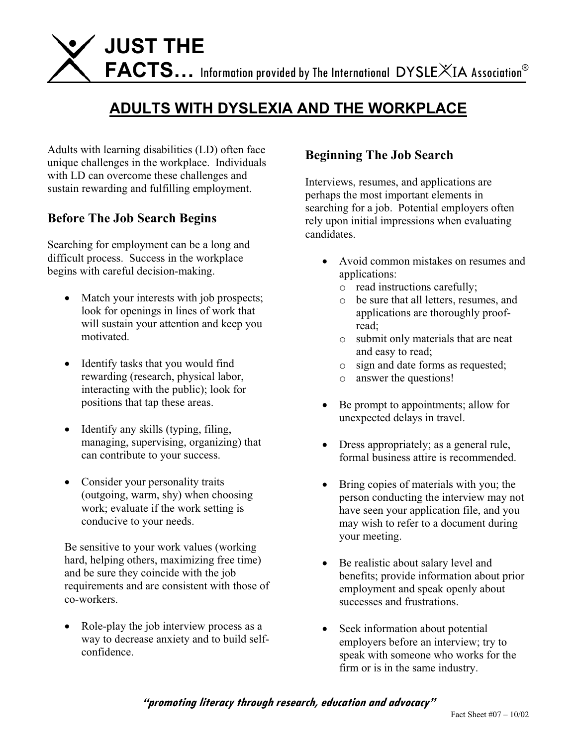# JUST THE FACTS… Information provided by The International DYSLEXIA Association®

## ADULTS WITH DYSLEXIA AND THE WORKPLACE

Adults with learning disabilities (LD) often face unique challenges in the workplace. Individuals with LD can overcome these challenges and sustain rewarding and fulfilling employment.

### Before The Job Search Begins

Searching for employment can be a long and difficult process. Success in the workplace begins with careful decision-making.

- Match your interests with job prospects; look for openings in lines of work that will sustain your attention and keep you motivated.
- Identify tasks that you would find rewarding (research, physical labor, interacting with the public); look for positions that tap these areas.
- Identify any skills (typing, filing, managing, supervising, organizing) that can contribute to your success.
- Consider your personality traits (outgoing, warm, shy) when choosing work; evaluate if the work setting is conducive to your needs.

Be sensitive to your work values (working hard, helping others, maximizing free time) and be sure they coincide with the job requirements and are consistent with those of co-workers.

- Role-play the job interview process as a way to decrease anxiety and to build self-confidence.

### Beginning The Job Search

Interviews, resumes, and applications are perhaps the most important elements in searching for a job. Potential employers often rely upon initial impressions when evaluating candidates.

- Avoid common mistakes on resumes and applications:
  - read instructions carefully;
  - be sure that all letters, resumes, and applications are thoroughly proof-read;
  - submit only materials that are neat and easy to read;
  - sign and date forms as requested;
  - answer the questions!
- Be prompt to appointments; allow for unexpected delays in travel.
- Dress appropriately; as a general rule, formal business attire is recommended.
- Bring copies of materials with you; the person conducting the interview may not have seen your application file, and you may wish to refer to a document during your meeting.
- Be realistic about salary level and benefits; provide information about prior employment and speak openly about successes and frustrations.
- Seek information about potential employers before an interview; try to speak with someone who works for the firm or is in the same industry.

*"promoting literacy through research, education and advocacy"*

Fact Sheet #07 – 10/02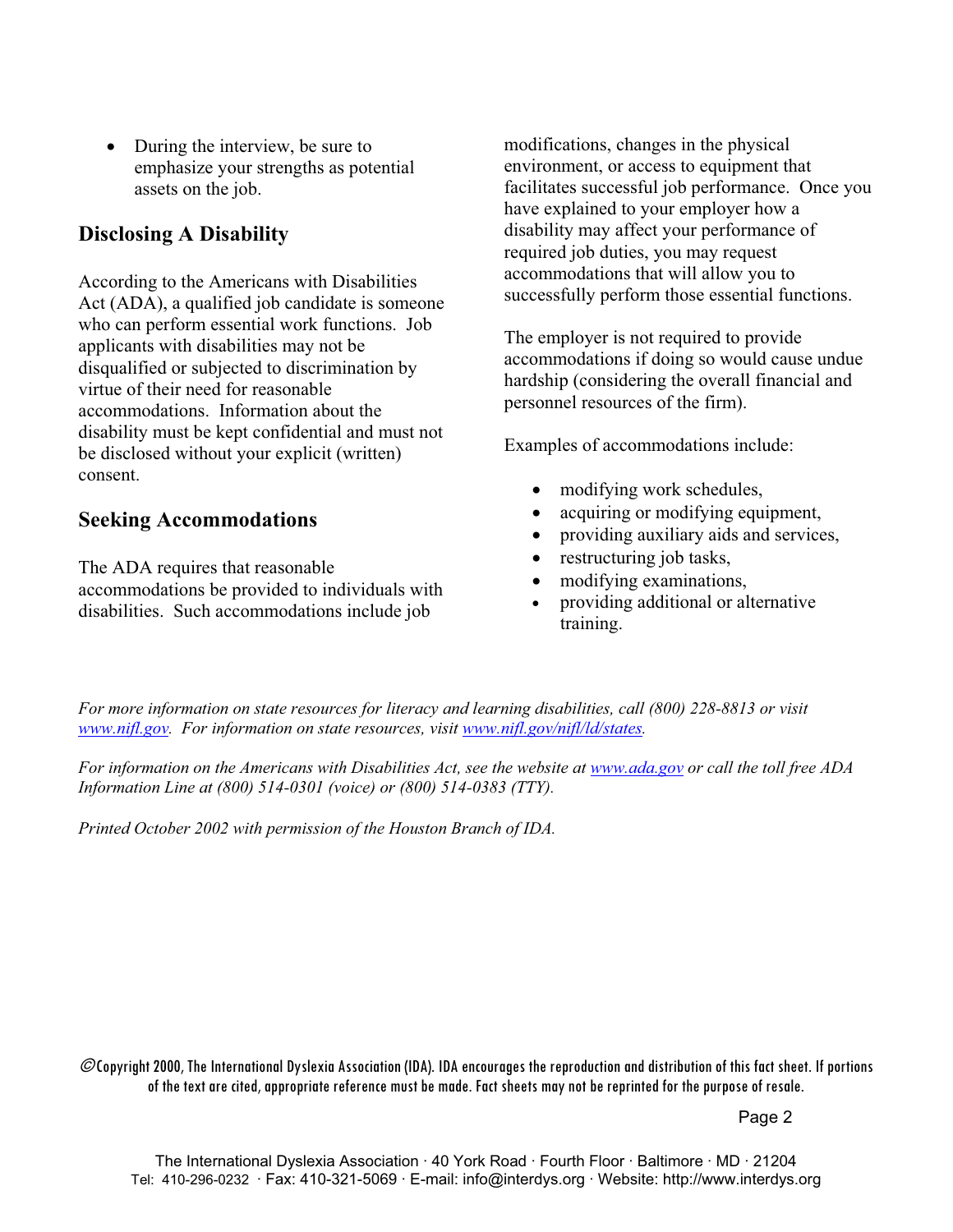- During the interview, be sure to emphasize your strengths as potential assets on the job.

## Disclosing A Disability

According to the Americans with Disabilities Act (ADA), a qualified job candidate is someone who can perform essential work functions. Job applicants with disabilities may not be disqualified or subjected to discrimination by virtue of their need for reasonable accommodations. Information about the disability must be kept confidential and must not be disclosed without your explicit (written) consent.

## Seeking Accommodations

The ADA requires that reasonable accommodations be provided to individuals with disabilities. Such accommodations include job modifications, changes in the physical environment, or access to equipment that facilitates successful job performance. Once you have explained to your employer how a disability may affect your performance of required job duties, you may request accommodations that will allow you to successfully perform those essential functions.

The employer is not required to provide accommodations if doing so would cause undue hardship (considering the overall financial and personnel resources of the firm).

Examples of accommodations include:

- modifying work schedules,
- acquiring or modifying equipment,
- providing auxiliary aids and services,
- restructuring job tasks,
- modifying examinations,
- providing additional or alternative training.

*For more information on state resources for literacy and learning disabilities, call (800) 228-8813 or visit [www.nifl.gov](http://www.nifl.gov). For information on state resources, visit [www.nifl.gov/nifl/ld/states](http://www.nifl.gov/nifl/ld/states).*

*For information on the Americans with Disabilities Act, see the website at [www.ada.gov](http://www.ada.gov) or call the toll free ADA Information Line at (800) 514-0301 (voice) or (800) 514-0383 (TTY).*

*Printed October 2002 with permission of the Houston Branch of IDA.*

©Copyright 2000, The International Dyslexia Association (IDA). IDA encourages the reproduction and distribution of this fact sheet. If portions of the text are cited, appropriate reference must be made. Fact sheets may not be reprinted for the purpose of resale.

The International Dyslexia Association · 40 York Road · Fourth Floor · Baltimore · MD · 21204
Tel: 410-296-0232 · Fax: 410-321-5069 · E-mail: info@interdys.org · Website: http://www.interdys.org